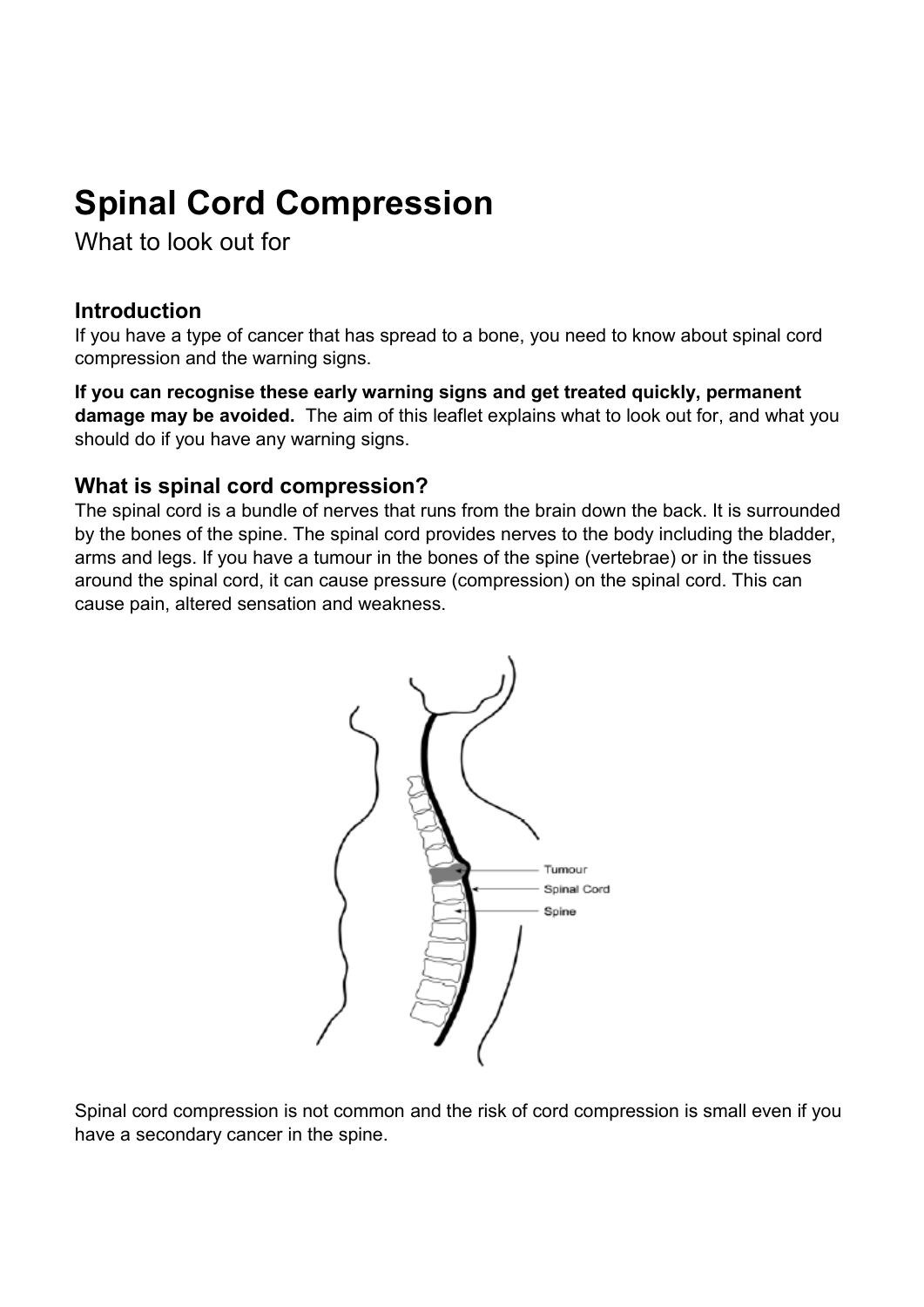# Spinal Cord Compression

What to look out for

## Introduction

If you have a type of cancer that has spread to a bone, you need to know about spinal cord compression and the warning signs.

**If you can recognise these early warning signs and get treated quickly, permanent damage may be avoided.** The aim of this leaflet explains what to look out for, and what you should do if you have any warning signs.

## What is spinal cord compression?

The spinal cord is a bundle of nerves that runs from the brain down the back. It is surrounded by the bones of the spine. The spinal cord provides nerves to the body including the bladder, arms and legs. If you have a tumour in the bones of the spine (vertebrae) or in the tissues around the spinal cord, it can cause pressure (compression) on the spinal cord. This can cause pain, altered sensation and weakness.

Tumour

Spinal Cord

Spine

Spinal cord compression is not common and the risk of cord compression is small even if you have a secondary cancer in the spine.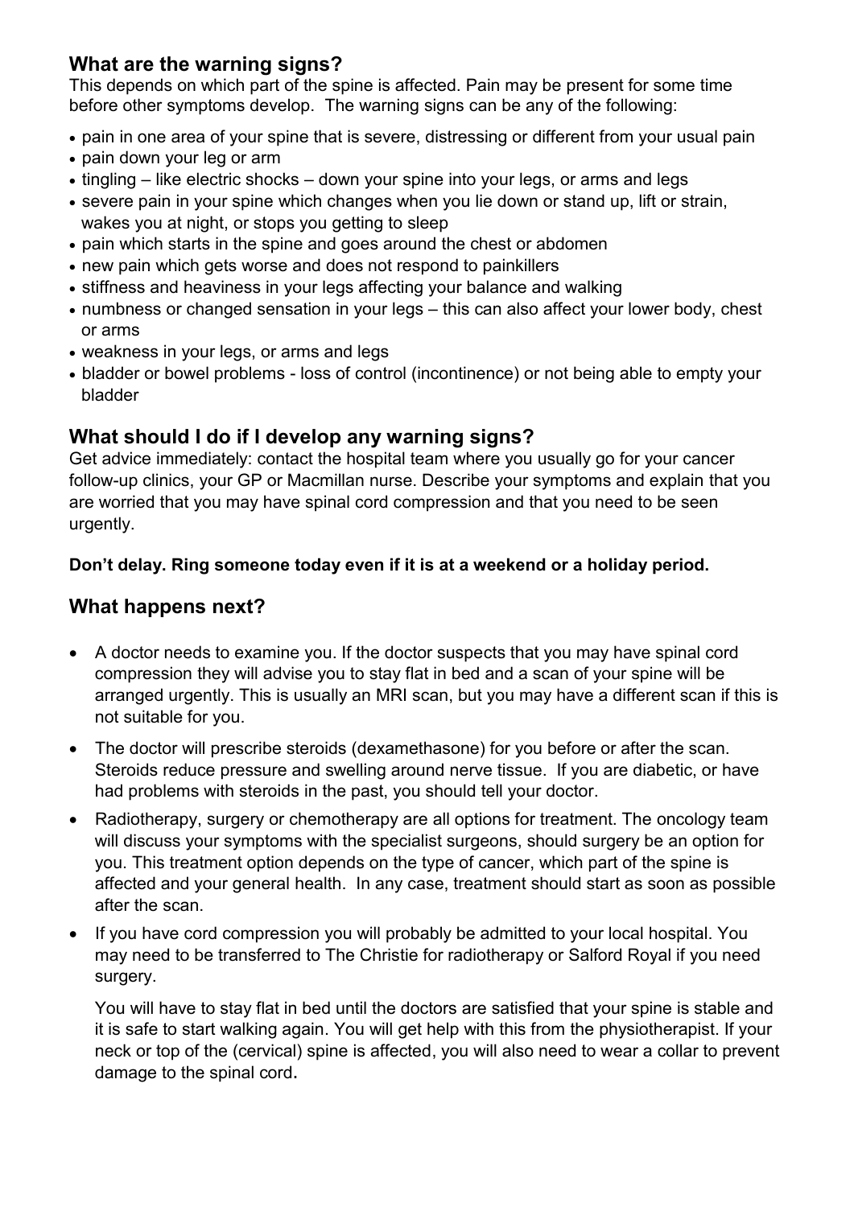## What are the warning signs?

This depends on which part of the spine is affected. Pain may be present for some time before other symptoms develop. The warning signs can be any of the following:

- pain in one area of your spine that is severe, distressing or different from your usual pain
- pain down your leg or arm
- tingling – like electric shocks – down your spine into your legs, or arms and legs
- severe pain in your spine which changes when you lie down or stand up, lift or strain, wakes you at night, or stops you getting to sleep
- pain which starts in the spine and goes around the chest or abdomen
- new pain which gets worse and does not respond to painkillers
- stiffness and heaviness in your legs affecting your balance and walking
- numbness or changed sensation in your legs – this can also affect your lower body, chest or arms
- weakness in your legs, or arms and legs
- bladder or bowel problems - loss of control (incontinence) or not being able to empty your bladder

## What should I do if I develop any warning signs?

Get advice immediately: contact the hospital team where you usually go for your cancer follow-up clinics, your GP or Macmillan nurse. Describe your symptoms and explain that you are worried that you may have spinal cord compression and that you need to be seen urgently.

**Don't delay. Ring someone today even if it is at a weekend or a holiday period.**

## What happens next?

- A doctor needs to examine you. If the doctor suspects that you may have spinal cord compression they will advise you to stay flat in bed and a scan of your spine will be arranged urgently. This is usually an MRI scan, but you may have a different scan if this is not suitable for you.
- The doctor will prescribe steroids (dexamethasone) for you before or after the scan. Steroids reduce pressure and swelling around nerve tissue. If you are diabetic, or have had problems with steroids in the past, you should tell your doctor.
- Radiotherapy, surgery or chemotherapy are all options for treatment. The oncology team will discuss your symptoms with the specialist surgeons, should surgery be an option for you. This treatment option depends on the type of cancer, which part of the spine is affected and your general health. In any case, treatment should start as soon as possible after the scan.
- If you have cord compression you will probably be admitted to your local hospital. You may need to be transferred to The Christie for radiotherapy or Salford Royal if you need surgery.

  You will have to stay flat in bed until the doctors are satisfied that your spine is stable and it is safe to start walking again. You will get help with this from the physiotherapist. If your neck or top of the (cervical) spine is affected, you will also need to wear a collar to prevent damage to the spinal cord.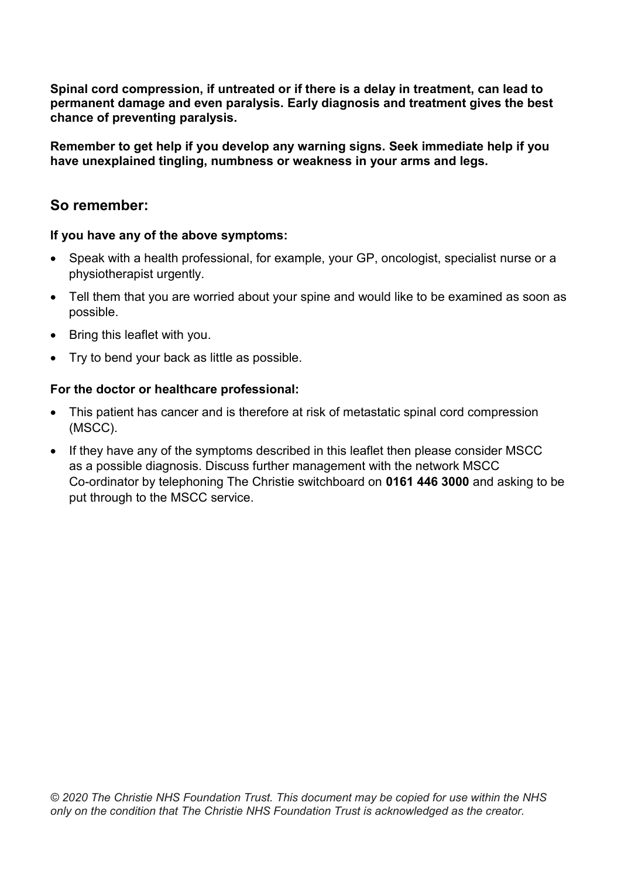**Spinal cord compression, if untreated or if there is a delay in treatment, can lead to permanent damage and even paralysis. Early diagnosis and treatment gives the best chance of preventing paralysis.**

**Remember to get help if you develop any warning signs. Seek immediate help if you have unexplained tingling, numbness or weakness in your arms and legs.**

## So remember:

**If you have any of the above symptoms:**

- Speak with a health professional, for example, your GP, oncologist, specialist nurse or a physiotherapist urgently.
- Tell them that you are worried about your spine and would like to be examined as soon as possible.
- Bring this leaflet with you.
- Try to bend your back as little as possible.

**For the doctor or healthcare professional:**

- This patient has cancer and is therefore at risk of metastatic spinal cord compression (MSCC).
- If they have any of the symptoms described in this leaflet then please consider MSCC as a possible diagnosis. Discuss further management with the network MSCC Co-ordinator by telephoning The Christie switchboard on **0161 446 3000** and asking to be put through to the MSCC service.

*© 2020 The Christie NHS Foundation Trust. This document may be copied for use within the NHS only on the condition that The Christie NHS Foundation Trust is acknowledged as the creator.*